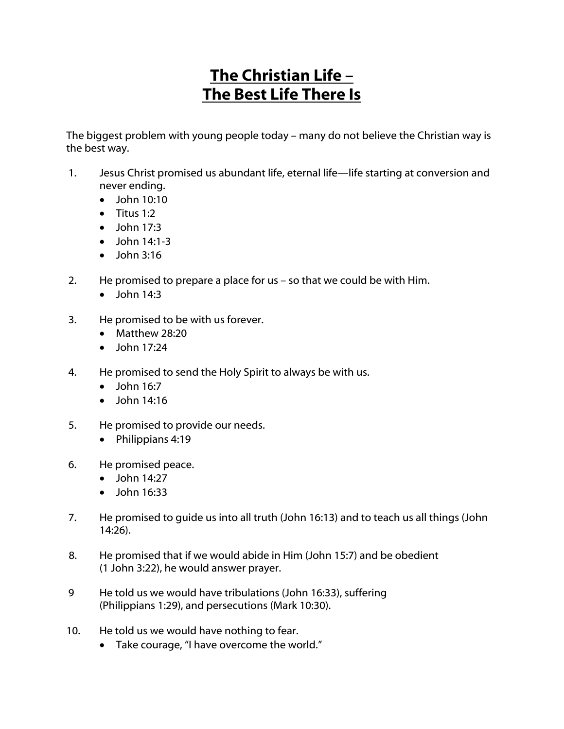# The Christian Life – The Best Life There Is

The biggest problem with young people today – many do not believe the Christian way is the best way.

1. Jesus Christ promised us abundant life, eternal life—life starting at conversion and never ending.
   - John 10:10
   - Titus 1:2
   - John 17:3
   - John 14:1-3
   - John 3:16

2. He promised to prepare a place for us – so that we could be with Him.
   - John 14:3

3. He promised to be with us forever.
   - Matthew 28:20
   - John 17:24

4. He promised to send the Holy Spirit to always be with us.
   - John 16:7
   - John 14:16

5. He promised to provide our needs.
   - Philippians 4:19

6. He promised peace.
   - John 14:27
   - John 16:33

7. He promised to guide us into all truth (John 16:13) and to teach us all things (John 14:26).

8. He promised that if we would abide in Him (John 15:7) and be obedient (1 John 3:22), he would answer prayer.

9 He told us we would have tribulations (John 16:33), suffering (Philippians 1:29), and persecutions (Mark 10:30).

10. He told us we would have nothing to fear.
    - Take courage, "I have overcome the world."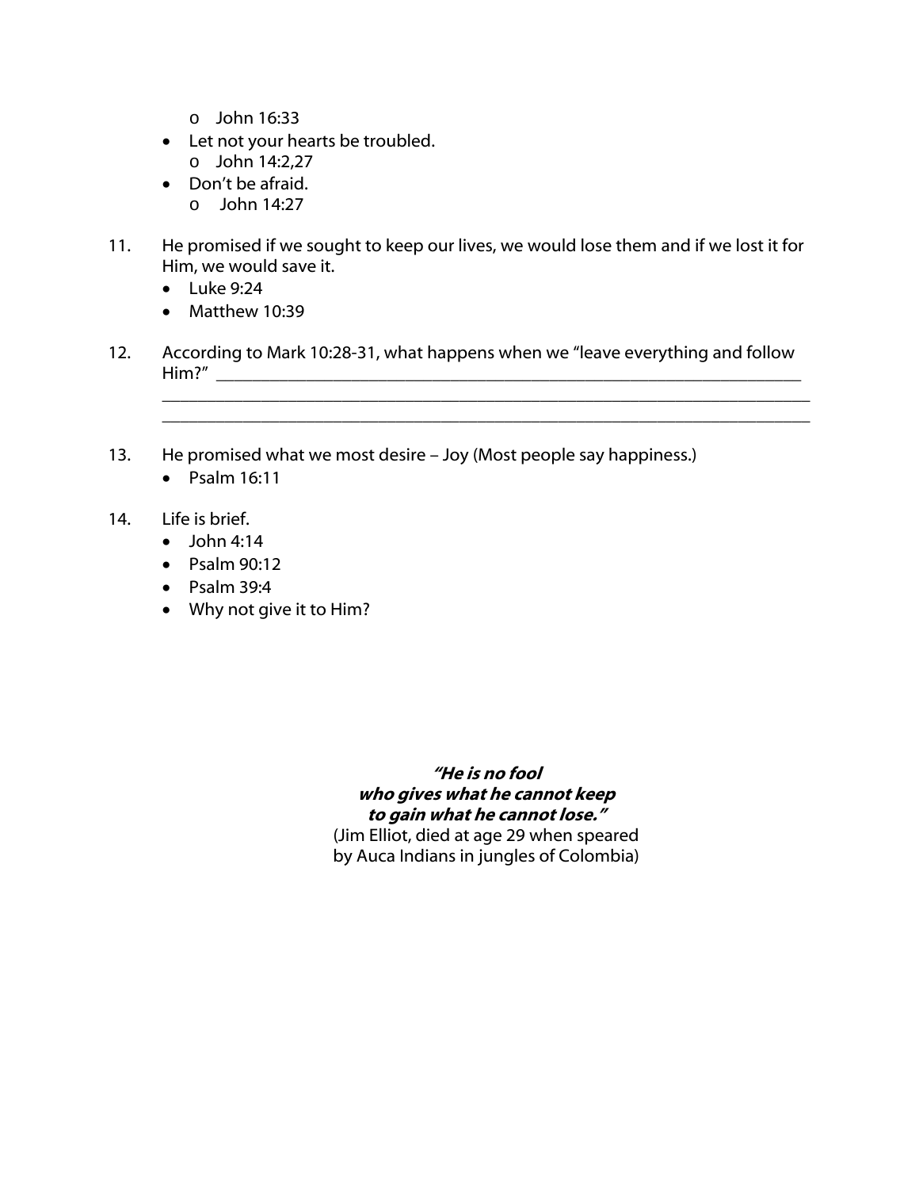- John 16:33
- Let not your hearts be troubled.
    - John 14:2,27
- Don't be afraid.
    - John 14:27

11. He promised if we sought to keep our lives, we would lose them and if we lost it for Him, we would save it.
    - Luke 9:24
    - Matthew 10:39

12. According to Mark 10:28-31, what happens when we "leave everything and follow Him?" ____________________________________________________________
    ______________________________________________________________________
    ______________________________________________________________________

13. He promised what we most desire – Joy (Most people say happiness.)
    - Psalm 16:11

14. Life is brief.
    - John 4:14
    - Psalm 90:12
    - Psalm 39:4
    - Why not give it to Him?

***"He is no fool***
***who gives what he cannot keep***
***to gain what he cannot lose."***
(Jim Elliot, died at age 29 when speared
by Auca Indians in jungles of Colombia)